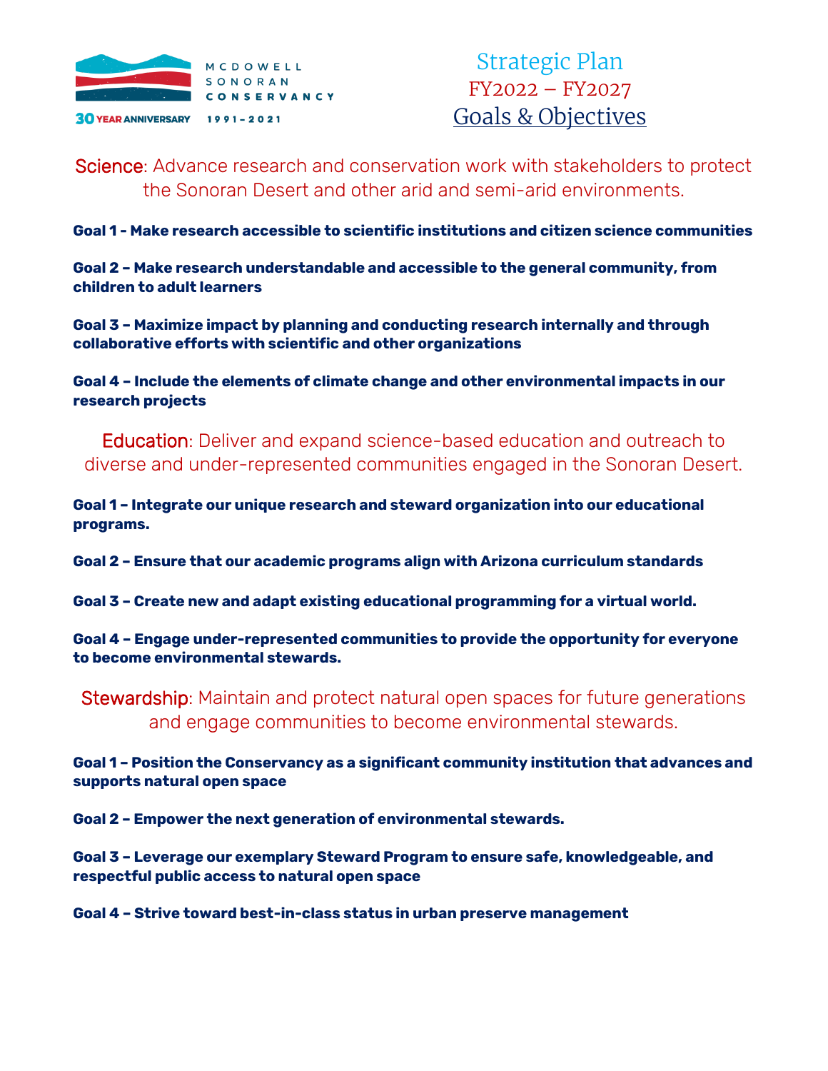MCDOWELL SONORAN CONSERVANCY

30 YEAR ANNIVERSARY 1991–2021

# Strategic Plan
## FY2022 – FY2027
## Goals & Objectives

## Science: Advance research and conservation work with stakeholders to protect the Sonoran Desert and other arid and semi-arid environments.

**Goal 1 - Make research accessible to scientific institutions and citizen science communities**

**Goal 2 – Make research understandable and accessible to the general community, from children to adult learners**

**Goal 3 – Maximize impact by planning and conducting research internally and through collaborative efforts with scientific and other organizations**

**Goal 4 – Include the elements of climate change and other environmental impacts in our research projects**

## Education: Deliver and expand science-based education and outreach to diverse and under-represented communities engaged in the Sonoran Desert.

**Goal 1 – Integrate our unique research and steward organization into our educational programs.**

**Goal 2 – Ensure that our academic programs align with Arizona curriculum standards**

**Goal 3 – Create new and adapt existing educational programming for a virtual world.**

**Goal 4 – Engage under-represented communities to provide the opportunity for everyone to become environmental stewards.**

## Stewardship: Maintain and protect natural open spaces for future generations and engage communities to become environmental stewards.

**Goal 1 – Position the Conservancy as a significant community institution that advances and supports natural open space**

**Goal 2 – Empower the next generation of environmental stewards.**

**Goal 3 – Leverage our exemplary Steward Program to ensure safe, knowledgeable, and respectful public access to natural open space**

**Goal 4 – Strive toward best-in-class status in urban preserve management**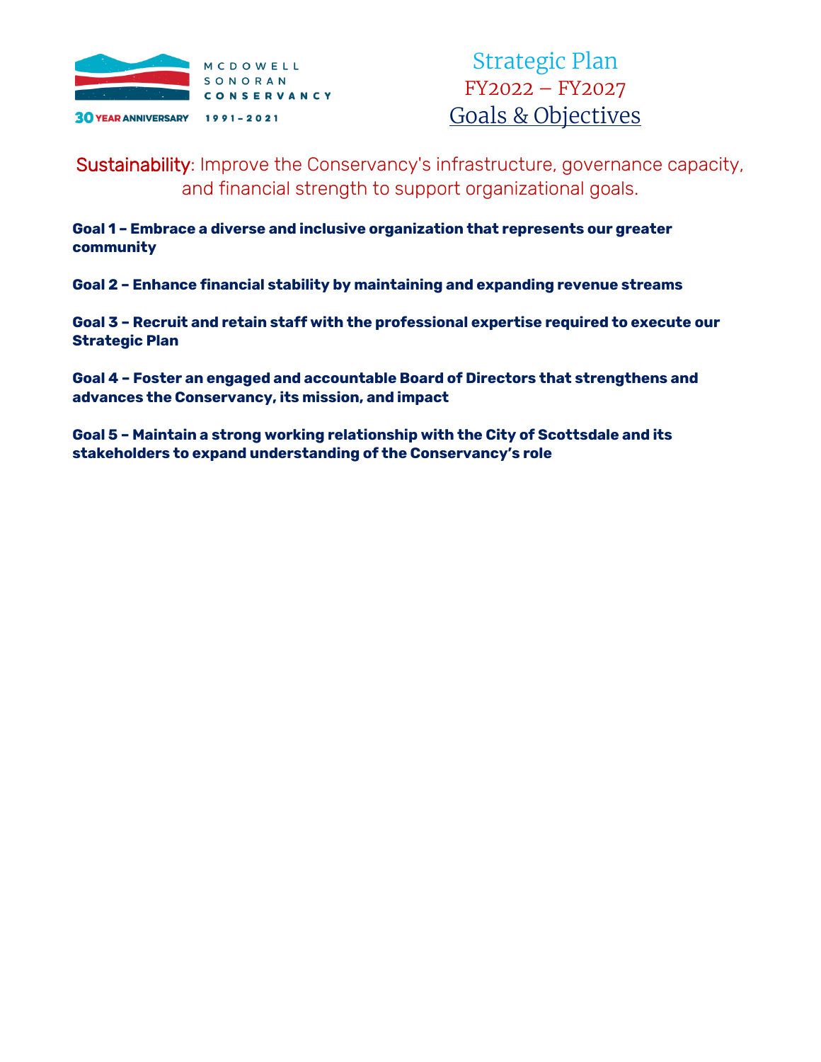MCDOWELL SONORAN CONSERVANCY

30 YEAR ANNIVERSARY 1991–2021

# Strategic Plan

## FY2022 – FY2027

## Goals & Objectives

**Sustainability**: Improve the Conservancy's infrastructure, governance capacity, and financial strength to support organizational goals.

**Goal 1 – Embrace a diverse and inclusive organization that represents our greater community**

**Goal 2 – Enhance financial stability by maintaining and expanding revenue streams**

**Goal 3 – Recruit and retain staff with the professional expertise required to execute our Strategic Plan**

**Goal 4 – Foster an engaged and accountable Board of Directors that strengthens and advances the Conservancy, its mission, and impact**

**Goal 5 – Maintain a strong working relationship with the City of Scottsdale and its stakeholders to expand understanding of the Conservancy's role**